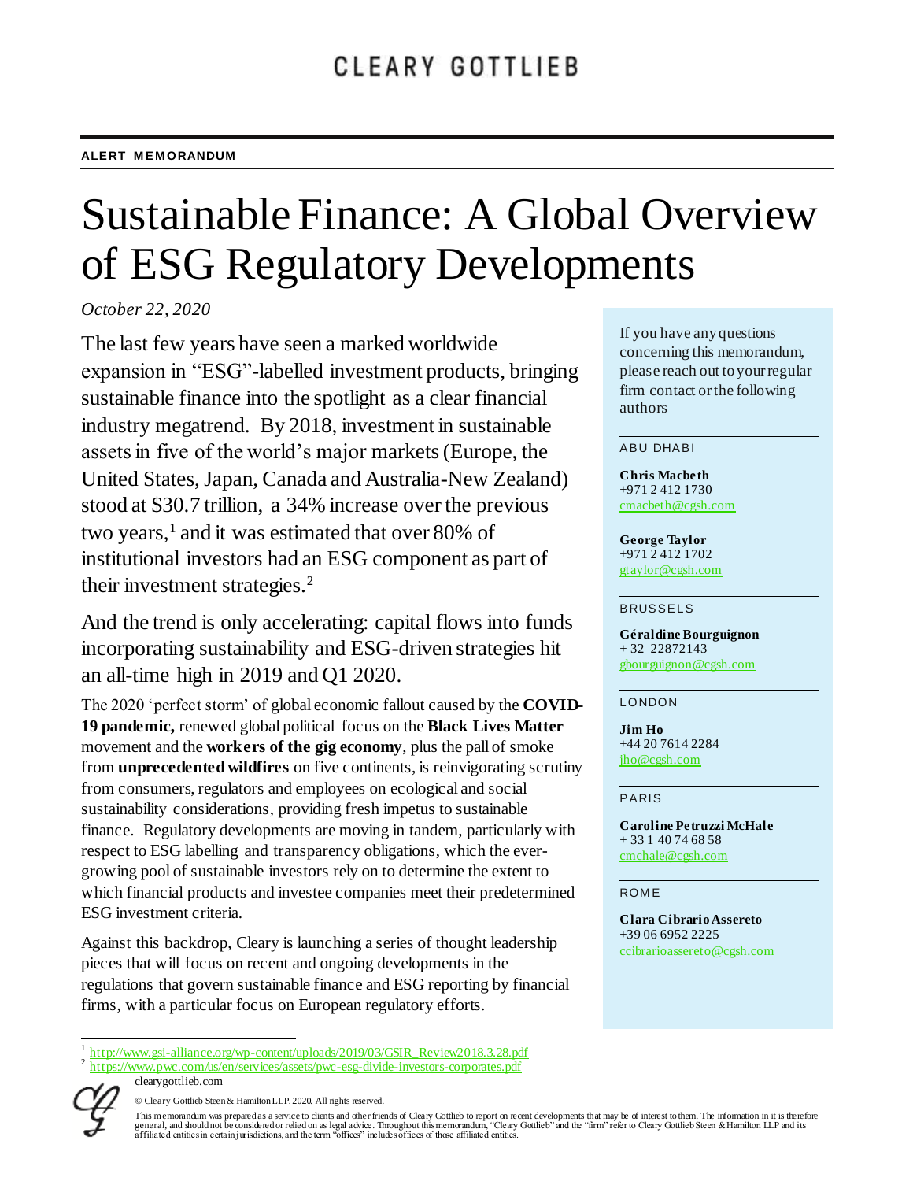CLEARY GOTTLIEB

ALERT MEMORANDUM

# Sustainable Finance: A Global Overview of ESG Regulatory Developments

*October 22, 2020*

The last few years have seen a marked worldwide expansion in "ESG"-labelled investment products, bringing sustainable finance into the spotlight as a clear financial industry megatrend. By 2018, investment in sustainable assets in five of the world's major markets (Europe, the United States, Japan, Canada and Australia-New Zealand) stood at $30.7 trillion, a 34% increase over the previous two years,[1] and it was estimated that over 80% of institutional investors had an ESG component as part of their investment strategies.[2]

And the trend is only accelerating: capital flows into funds incorporating sustainability and ESG-driven strategies hit an all-time high in 2019 and Q1 2020.

The 2020 'perfect storm' of global economic fallout caused by the **COVID-19 pandemic,** renewed global political focus on the **Black Lives Matter** movement and the **workers of the gig economy**, plus the pall of smoke from **unprecedented wildfires** on five continents, is reinvigorating scrutiny from consumers, regulators and employees on ecological and social sustainability considerations, providing fresh impetus to sustainable finance. Regulatory developments are moving in tandem, particularly with respect to ESG labelling and transparency obligations, which the ever-growing pool of sustainable investors rely on to determine the extent to which financial products and investee companies meet their predetermined ESG investment criteria.

Against this backdrop, Cleary is launching a series of thought leadership pieces that will focus on recent and ongoing developments in the regulations that govern sustainable finance and ESG reporting by financial firms, with a particular focus on European regulatory efforts.

If you have any questions concerning this memorandum, please reach out to your regular firm contact or the following authors

ABU DHABI

**Chris Macbeth**
+971 2 412 1730
cmacbeth@cgsh.com

**George Taylor**
+971 2 412 1702
gtaylor@cgsh.com

BRUSSELS

**Géraldine Bourguignon**
+ 32 22872143
gbourguignon@cgsh.com

LONDON

**Jim Ho**
+44 20 7614 2284
jho@cgsh.com

PARIS

**Caroline Petruzzi McHale**
+ 33 1 40 74 68 58
cmchale@cgsh.com

ROME

**Clara Cibrario Assereto**
+39 06 6952 2225
ccibrarioassereto@cgsh.com

[1] http://www.gsi-alliance.org/wp-content/uploads/2019/03/GSIR_Review2018.3.28.pdf

[2] https://www.pwc.com/us/en/services/assets/pwc-esg-divide-investors-corporates.pdf

clearygottlieb.com

© Cleary Gottlieb Steen & Hamilton LLP, 2020. All rights reserved.

This memorandum was prepared as a service to clients and other friends of Cleary Gottlieb to report on recent developments that may be of interest to them. The information in it is therefore general, and should not be considered or relied on as legal advice. Throughout this memorandum, "Cleary Gottlieb" and the "firm" refer to Cleary Gottlieb Steen & Hamilton LLP and its affiliated entities in certain jurisdictions, and the term "offices" includes offices of those affiliated entities.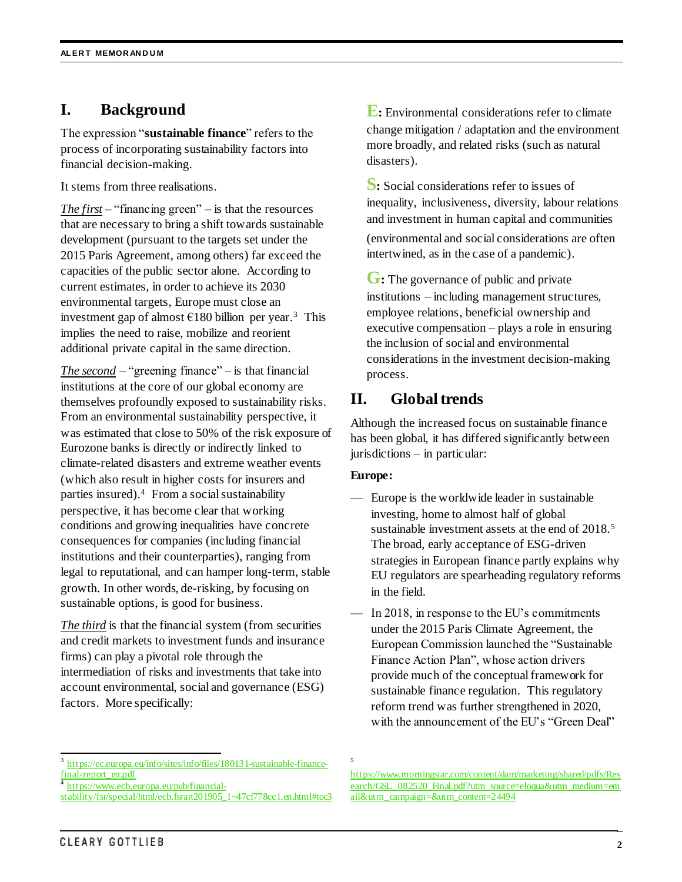## I. Background

The expression "**sustainable finance**" refers to the process of incorporating sustainability factors into financial decision-making.

It stems from three realisations.

*The first* – "financing green" – is that the resources that are necessary to bring a shift towards sustainable development (pursuant to the targets set under the 2015 Paris Agreement, among others) far exceed the capacities of the public sector alone. According to current estimates, in order to achieve its 2030 environmental targets, Europe must close an investment gap of almost €180 billion per year.[3] This implies the need to raise, mobilize and reorient additional private capital in the same direction.

*The second* – "greening finance" – is that financial institutions at the core of our global economy are themselves profoundly exposed to sustainability risks. From an environmental sustainability perspective, it was estimated that close to 50% of the risk exposure of Eurozone banks is directly or indirectly linked to climate-related disasters and extreme weather events (which also result in higher costs for insurers and parties insured).[4] From a social sustainability perspective, it has become clear that working conditions and growing inequalities have concrete consequences for companies (including financial institutions and their counterparties), ranging from legal to reputational, and can hamper long-term, stable growth. In other words, de-risking, by focusing on sustainable options, is good for business.

*The third* is that the financial system (from securities and credit markets to investment funds and insurance firms) can play a pivotal role through the intermediation of risks and investments that take into account environmental, social and governance (ESG) factors. More specifically:

**E:** Environmental considerations refer to climate change mitigation / adaptation and the environment more broadly, and related risks (such as natural disasters).

**S:** Social considerations refer to issues of inequality, inclusiveness, diversity, labour relations and investment in human capital and communities (environmental and social considerations are often intertwined, as in the case of a pandemic).

**G:** The governance of public and private institutions – including management structures, employee relations, beneficial ownership and executive compensation – plays a role in ensuring the inclusion of social and environmental considerations in the investment decision-making process.

## II. Global trends

Although the increased focus on sustainable finance has been global, it has differed significantly between jurisdictions – in particular:

**Europe:**

- Europe is the worldwide leader in sustainable investing, home to almost half of global sustainable investment assets at the end of 2018.[5] The broad, early acceptance of ESG-driven strategies in European finance partly explains why EU regulators are spearheading regulatory reforms in the field.
- In 2018, in response to the EU's commitments under the 2015 Paris Climate Agreement, the European Commission launched the "Sustainable Finance Action Plan", whose action drivers provide much of the conceptual framework for sustainable finance regulation. This regulatory reform trend was further strengthened in 2020, with the announcement of the EU's "Green Deal"

---

[3] https://ec.europa.eu/info/sites/info/files/180131-sustainable-finance-final-report_en.pdf

[4] https://www.ecb.europa.eu/pub/financial-stability/fsr/special/html/ecb.fsrart201905_1~47cf778cc1.en.html#toc3

[5] https://www.morningstar.com/content/dam/marketing/shared/pdfs/Research/GSL_082520_Final.pdf?utm_source=eloqua&utm_medium=email&utm_campaign=&utm_content=24494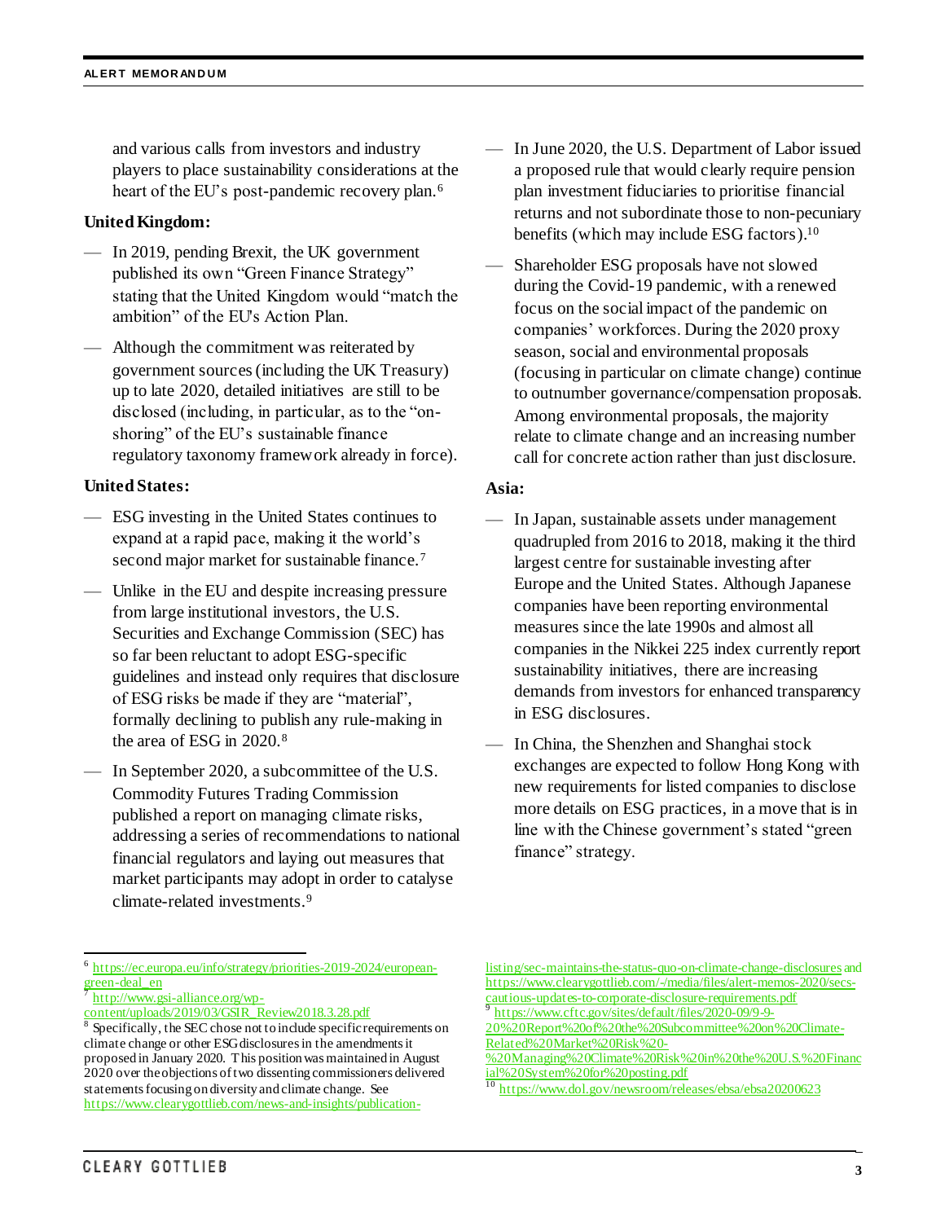and various calls from investors and industry players to place sustainability considerations at the heart of the EU's post-pandemic recovery plan.[6]

**United Kingdom:**

— In 2019, pending Brexit, the UK government published its own "Green Finance Strategy" stating that the United Kingdom would "match the ambition" of the EU's Action Plan.

— Although the commitment was reiterated by government sources (including the UK Treasury) up to late 2020, detailed initiatives are still to be disclosed (including, in particular, as to the "on-shoring" of the EU's sustainable finance regulatory taxonomy framework already in force).

**United States:**

— ESG investing in the United States continues to expand at a rapid pace, making it the world's second major market for sustainable finance.[7]

— Unlike in the EU and despite increasing pressure from large institutional investors, the U.S. Securities and Exchange Commission (SEC) has so far been reluctant to adopt ESG-specific guidelines and instead only requires that disclosure of ESG risks be made if they are "material", formally declining to publish any rule-making in the area of ESG in 2020.[8]

— In September 2020, a subcommittee of the U.S. Commodity Futures Trading Commission published a report on managing climate risks, addressing a series of recommendations to national financial regulators and laying out measures that market participants may adopt in order to catalyse climate-related investments.[9]

— In June 2020, the U.S. Department of Labor issued a proposed rule that would clearly require pension plan investment fiduciaries to prioritise financial returns and not subordinate those to non-pecuniary benefits (which may include ESG factors).[10]

— Shareholder ESG proposals have not slowed during the Covid-19 pandemic, with a renewed focus on the social impact of the pandemic on companies' workforces. During the 2020 proxy season, social and environmental proposals (focusing in particular on climate change) continue to outnumber governance/compensation proposals. Among environmental proposals, the majority relate to climate change and an increasing number call for concrete action rather than just disclosure.

**Asia:**

— In Japan, sustainable assets under management quadrupled from 2016 to 2018, making it the third largest centre for sustainable investing after Europe and the United States. Although Japanese companies have been reporting environmental measures since the late 1990s and almost all companies in the Nikkei 225 index currently report sustainability initiatives, there are increasing demands from investors for enhanced transparency in ESG disclosures.

— In China, the Shenzhen and Shanghai stock exchanges are expected to follow Hong Kong with new requirements for listed companies to disclose more details on ESG practices, in a move that is in line with the Chinese government's stated "green finance" strategy.

---

[6] https://ec.europa.eu/info/strategy/priorities-2019-2024/european-green-deal_en

[7] http://www.gsi-alliance.org/wp-content/uploads/2019/03/GSIR_Review2018.3.28.pdf

[8] Specifically, the SEC chose not to include specific requirements on climate change or other ESG disclosures in the amendments it proposed in January 2020. This position was maintained in August 2020 over the objections of two dissenting commissioners delivered statements focusing on diversity and climate change. See https://www.clearygottlieb.com/news-and-insights/publication-listing/sec-maintains-the-status-quo-on-climate-change-disclosures and https://www.clearygottlieb.com/-/media/files/alert-memos-2020/secs-cautious-updates-to-corporate-disclosure-requirements.pdf

[9] https://www.cftc.gov/sites/default/files/2020-09/9-9-20%20Report%20of%20the%20Subcommittee%20on%20Climate-Related%20Market%20Risk%20-%20Managing%20Climate%20Risk%20in%20the%20U.S.%20Financial%20System%20for%20posting.pdf

[10] https://www.dol.gov/newsroom/releases/ebsa/ebsa20200623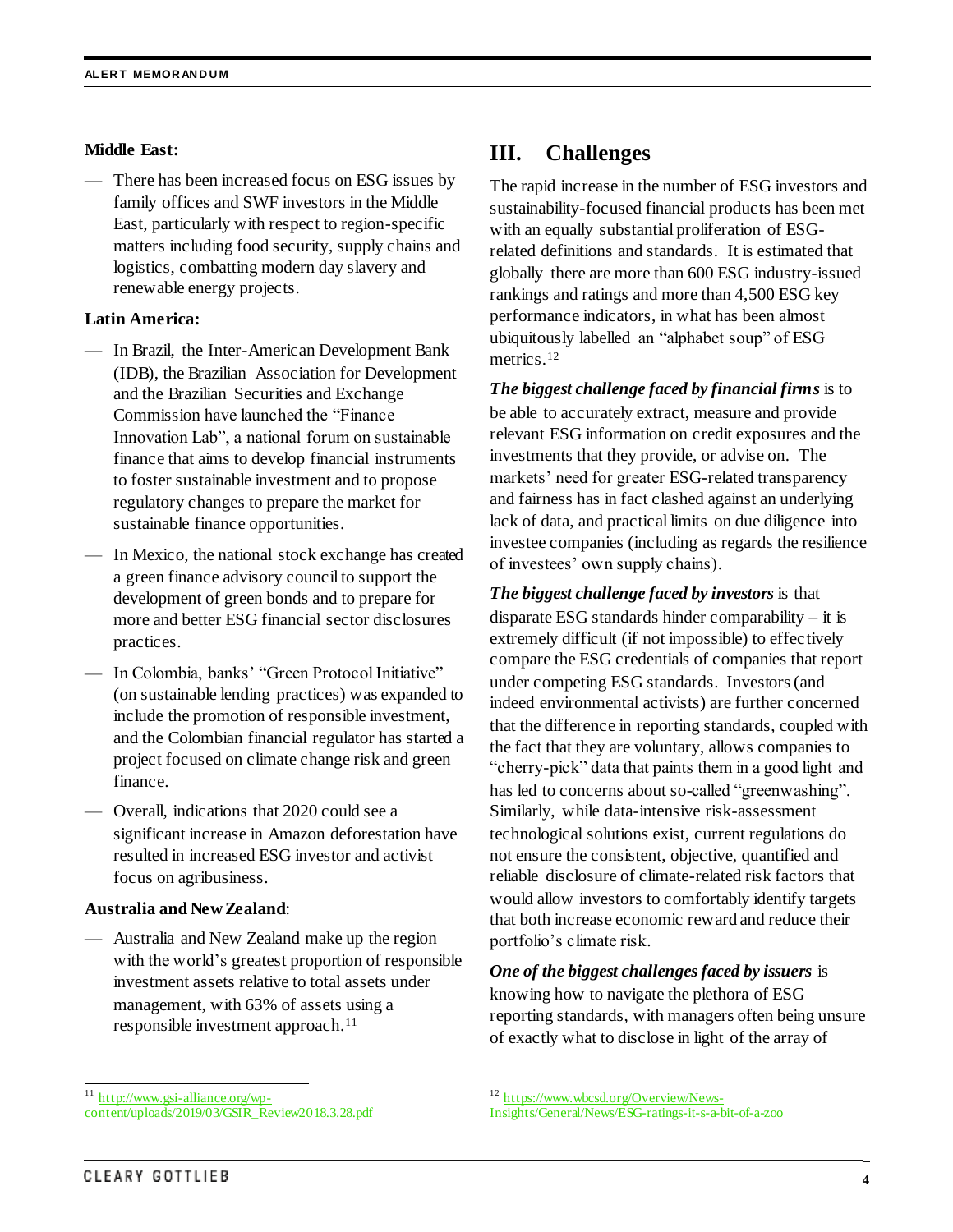**Middle East:**

- There has been increased focus on ESG issues by family offices and SWF investors in the Middle East, particularly with respect to region-specific matters including food security, supply chains and logistics, combatting modern day slavery and renewable energy projects.

**Latin America:**

- In Brazil, the Inter-American Development Bank (IDB), the Brazilian Association for Development and the Brazilian Securities and Exchange Commission have launched the "Finance Innovation Lab", a national forum on sustainable finance that aims to develop financial instruments to foster sustainable investment and to propose regulatory changes to prepare the market for sustainable finance opportunities.
- In Mexico, the national stock exchange has created a green finance advisory council to support the development of green bonds and to prepare for more and better ESG financial sector disclosures practices.
- In Colombia, banks' "Green Protocol Initiative" (on sustainable lending practices) was expanded to include the promotion of responsible investment, and the Colombian financial regulator has started a project focused on climate change risk and green finance.
- Overall, indications that 2020 could see a significant increase in Amazon deforestation have resulted in increased ESG investor and activist focus on agribusiness.

**Australia and New Zealand**:

- Australia and New Zealand make up the region with the world's greatest proportion of responsible investment assets relative to total assets under management, with 63% of assets using a responsible investment approach.[11]

## III. Challenges

The rapid increase in the number of ESG investors and sustainability-focused financial products has been met with an equally substantial proliferation of ESG-related definitions and standards. It is estimated that globally there are more than 600 ESG industry-issued rankings and ratings and more than 4,500 ESG key performance indicators, in what has been almost ubiquitously labelled an "alphabet soup" of ESG metrics.[12]

***The biggest challenge faced by financial firms*** is to be able to accurately extract, measure and provide relevant ESG information on credit exposures and the investments that they provide, or advise on. The markets' need for greater ESG-related transparency and fairness has in fact clashed against an underlying lack of data, and practical limits on due diligence into investee companies (including as regards the resilience of investees' own supply chains).

***The biggest challenge faced by investors*** is that disparate ESG standards hinder comparability – it is extremely difficult (if not impossible) to effectively compare the ESG credentials of companies that report under competing ESG standards. Investors (and indeed environmental activists) are further concerned that the difference in reporting standards, coupled with the fact that they are voluntary, allows companies to "cherry-pick" data that paints them in a good light and has led to concerns about so-called "greenwashing". Similarly, while data-intensive risk-assessment technological solutions exist, current regulations do not ensure the consistent, objective, quantified and reliable disclosure of climate-related risk factors that would allow investors to comfortably identify targets that both increase economic reward and reduce their portfolio's climate risk.

***One of the biggest challenges faced by issuers*** is knowing how to navigate the plethora of ESG reporting standards, with managers often being unsure of exactly what to disclose in light of the array of

---

[11] http://www.gsi-alliance.org/wp-content/uploads/2019/03/GSIR_Review2018.3.28.pdf

[12] https://www.wbcsd.org/Overview/News-Insights/General/News/ESG-ratings-it-s-a-bit-of-a-zoo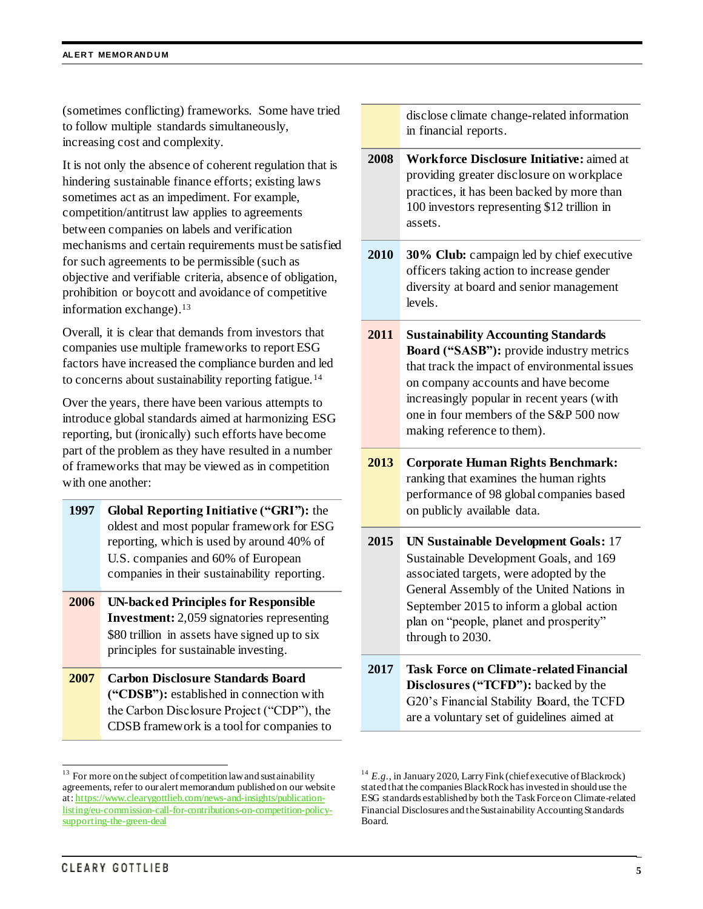(sometimes conflicting) frameworks. Some have tried to follow multiple standards simultaneously, increasing cost and complexity.

It is not only the absence of coherent regulation that is hindering sustainable finance efforts; existing laws sometimes act as an impediment. For example, competition/antitrust law applies to agreements between companies on labels and verification mechanisms and certain requirements must be satisfied for such agreements to be permissible (such as objective and verifiable criteria, absence of obligation, prohibition or boycott and avoidance of competitive information exchange).[13]

Overall, it is clear that demands from investors that companies use multiple frameworks to report ESG factors have increased the compliance burden and led to concerns about sustainability reporting fatigue.[14]

Over the years, there have been various attempts to introduce global standards aimed at harmonizing ESG reporting, but (ironically) such efforts have become part of the problem as they have resulted in a number of frameworks that may be viewed as in competition with one another:

| Year | Framework |
|---|---|
| **1997** | **Global Reporting Initiative ("GRI"):** the oldest and most popular framework for ESG reporting, which is used by around 40% of U.S. companies and 60% of European companies in their sustainability reporting. |
| **2006** | **UN-backed Principles for Responsible Investment:** 2,059 signatories representing $80 trillion in assets have signed up to six principles for sustainable investing. |
| **2007** | **Carbon Disclosure Standards Board ("CDSB"):** established in connection with the Carbon Disclosure Project ("CDP"), the CDSB framework is a tool for companies to disclose climate change-related information in financial reports. |
| **2008** | **Workforce Disclosure Initiative:** aimed at providing greater disclosure on workplace practices, it has been backed by more than 100 investors representing $12 trillion in assets. |
| **2010** | **30% Club:** campaign led by chief executive officers taking action to increase gender diversity at board and senior management levels. |
| **2011** | **Sustainability Accounting Standards Board ("SASB"):** provide industry metrics that track the impact of environmental issues on company accounts and have become increasingly popular in recent years (with one in four members of the S&P 500 now making reference to them). |
| **2013** | **Corporate Human Rights Benchmark:** ranking that examines the human rights performance of 98 global companies based on publicly available data. |
| **2015** | **UN Sustainable Development Goals:** 17 Sustainable Development Goals, and 169 associated targets, were adopted by the General Assembly of the United Nations in September 2015 to inform a global action plan on "people, planet and prosperity" through to 2030. |
| **2017** | **Task Force on Climate-related Financial Disclosures ("TCFD"):** backed by the G20's Financial Stability Board, the TCFD are a voluntary set of guidelines aimed at |

[13] For more on the subject of competition law and sustainability agreements, refer to our alert memorandum published on our website at: https://www.clearygottlieb.com/news-and-insights/publication-listing/eu-commission-call-for-contributions-on-competition-policy-supporting-the-green-deal

[14] *E.g.*, in January 2020, Larry Fink (chief executive of Blackrock) stated that the companies BlackRock has invested in should use the ESG standards established by both the Task Force on Climate-related Financial Disclosures and the Sustainability Accounting Standards Board.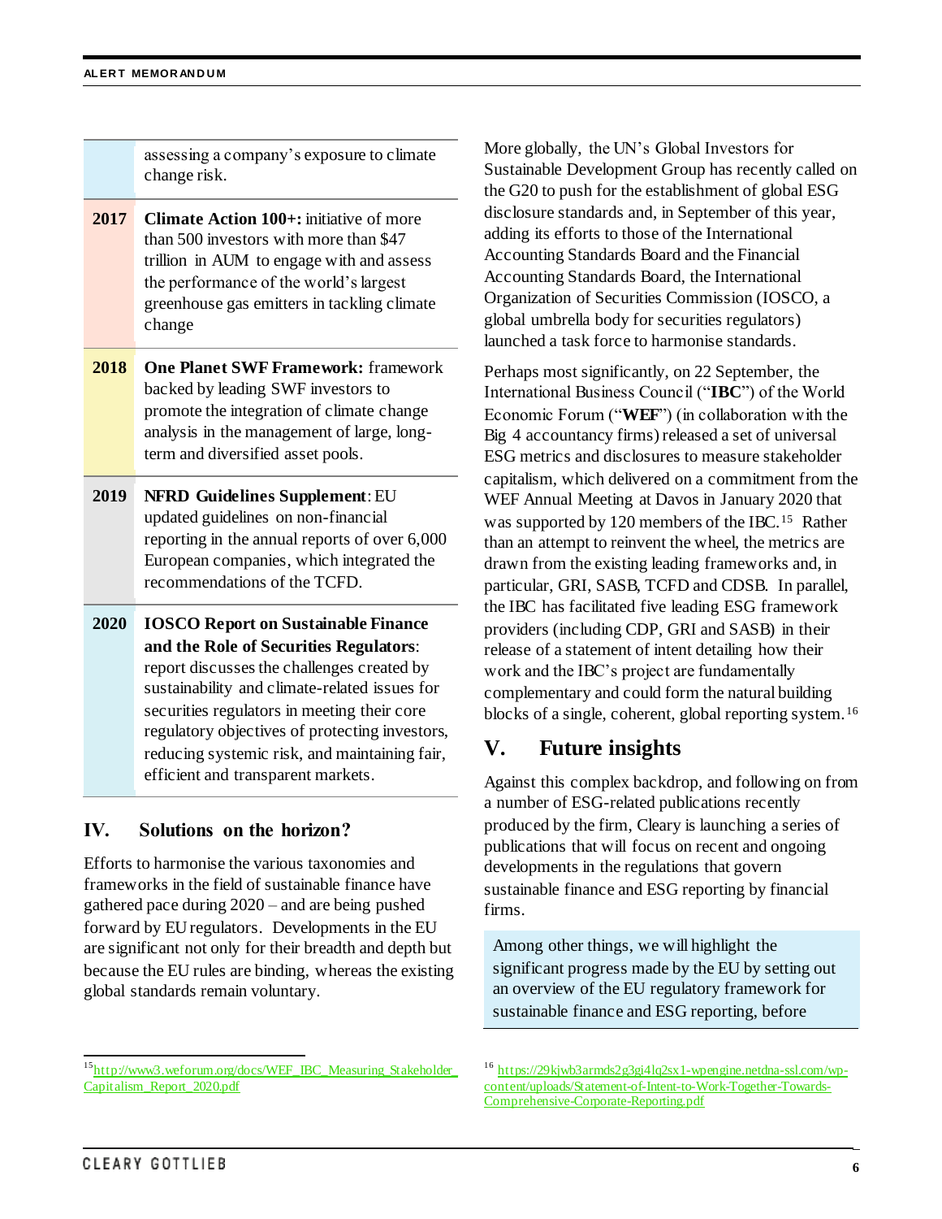| | |
|---|---|
| | assessing a company's exposure to climate change risk. |
| **2017** | **Climate Action 100+:** initiative of more than 500 investors with more than $47 trillion in AUM to engage with and assess the performance of the world's largest greenhouse gas emitters in tackling climate change |
| **2018** | **One Planet SWF Framework:** framework backed by leading SWF investors to promote the integration of climate change analysis in the management of large, long-term and diversified asset pools. |
| **2019** | **NFRD Guidelines Supplement**: EU updated guidelines on non-financial reporting in the annual reports of over 6,000 European companies, which integrated the recommendations of the TCFD. |
| **2020** | **IOSCO Report on Sustainable Finance and the Role of Securities Regulators**: report discusses the challenges created by sustainability and climate-related issues for securities regulators in meeting their core regulatory objectives of protecting investors, reducing systemic risk, and maintaining fair, efficient and transparent markets. |

## IV. Solutions on the horizon?

Efforts to harmonise the various taxonomies and frameworks in the field of sustainable finance have gathered pace during 2020 – and are being pushed forward by EU regulators. Developments in the EU are significant not only for their breadth and depth but because the EU rules are binding, whereas the existing global standards remain voluntary.

More globally, the UN's Global Investors for Sustainable Development Group has recently called on the G20 to push for the establishment of global ESG disclosure standards and, in September of this year, adding its efforts to those of the International Accounting Standards Board and the Financial Accounting Standards Board, the International Organization of Securities Commission (IOSCO, a global umbrella body for securities regulators) launched a task force to harmonise standards.

Perhaps most significantly, on 22 September, the International Business Council ("**IBC**") of the World Economic Forum ("**WEF**") (in collaboration with the Big 4 accountancy firms) released a set of universal ESG metrics and disclosures to measure stakeholder capitalism, which delivered on a commitment from the WEF Annual Meeting at Davos in January 2020 that was supported by 120 members of the IBC.[15] Rather than an attempt to reinvent the wheel, the metrics are drawn from the existing leading frameworks and, in particular, GRI, SASB, TCFD and CDSB. In parallel, the IBC has facilitated five leading ESG framework providers (including CDP, GRI and SASB) in their release of a statement of intent detailing how their work and the IBC's project are fundamentally complementary and could form the natural building blocks of a single, coherent, global reporting system.[16]

## V. Future insights

Against this complex backdrop, and following on from a number of ESG-related publications recently produced by the firm, Cleary is launching a series of publications that will focus on recent and ongoing developments in the regulations that govern sustainable finance and ESG reporting by financial firms.

Among other things, we will highlight the significant progress made by the EU by setting out an overview of the EU regulatory framework for sustainable finance and ESG reporting, before

[15] http://www3.weforum.org/docs/WEF_IBC_Measuring_Stakeholder_Capitalism_Report_2020.pdf

[16] https://29kjwb3armds2g3gi4lq2sx1-wpengine.netdna-ssl.com/wp-content/uploads/Statement-of-Intent-to-Work-Together-Towards-Comprehensive-Corporate-Reporting.pdf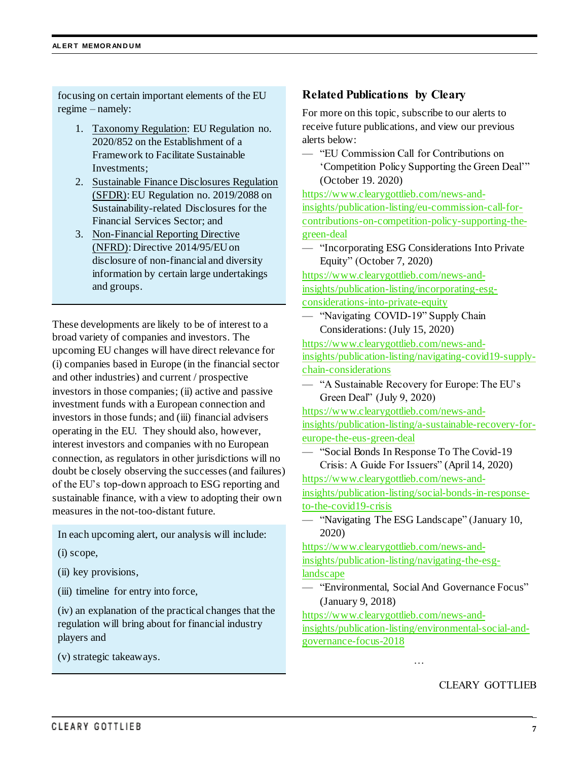focusing on certain important elements of the EU regime – namely:

1. Taxonomy Regulation: EU Regulation no. 2020/852 on the Establishment of a Framework to Facilitate Sustainable Investments;
2. Sustainable Finance Disclosures Regulation (SFDR): EU Regulation no. 2019/2088 on Sustainability-related Disclosures for the Financial Services Sector; and
3. Non-Financial Reporting Directive (NFRD): Directive 2014/95/EU on disclosure of non-financial and diversity information by certain large undertakings and groups.

These developments are likely to be of interest to a broad variety of companies and investors. The upcoming EU changes will have direct relevance for (i) companies based in Europe (in the financial sector and other industries) and current / prospective investors in those companies; (ii) active and passive investment funds with a European connection and investors in those funds; and (iii) financial advisers operating in the EU. They should also, however, interest investors and companies with no European connection, as regulators in other jurisdictions will no doubt be closely observing the successes (and failures) of the EU's top-down approach to ESG reporting and sustainable finance, with a view to adopting their own measures in the not-too-distant future.

In each upcoming alert, our analysis will include:

(i) scope,

(ii) key provisions,

(iii) timeline for entry into force,

(iv) an explanation of the practical changes that the regulation will bring about for financial industry players and

(v) strategic takeaways.

## Related Publications by Cleary

For more on this topic, subscribe to our alerts to receive future publications, and view our previous alerts below:

— "EU Commission Call for Contributions on 'Competition Policy Supporting the Green Deal'" (October 19. 2020)

https://www.clearygottlieb.com/news-and-insights/publication-listing/eu-commission-call-for-contributions-on-competition-policy-supporting-the-green-deal

— "Incorporating ESG Considerations Into Private Equity" (October 7, 2020)

https://www.clearygottlieb.com/news-and-insights/publication-listing/incorporating-esg-considerations-into-private-equity

— "Navigating COVID-19" Supply Chain Considerations: (July 15, 2020)

https://www.clearygottlieb.com/news-and-insights/publication-listing/navigating-covid19-supply-chain-considerations

— "A Sustainable Recovery for Europe: The EU's Green Deal" (July 9, 2020)

https://www.clearygottlieb.com/news-and-insights/publication-listing/a-sustainable-recovery-for-europe-the-eus-green-deal

— "Social Bonds In Response To The Covid-19 Crisis: A Guide For Issuers" (April 14, 2020)

https://www.clearygottlieb.com/news-and-insights/publication-listing/social-bonds-in-response-to-the-covid19-crisis

— "Navigating The ESG Landscape" (January 10, 2020)

https://www.clearygottlieb.com/news-and-insights/publication-listing/navigating-the-esg-landscape

— "Environmental, Social And Governance Focus" (January 9, 2018)

https://www.clearygottlieb.com/news-and-insights/publication-listing/environmental-social-and-governance-focus-2018

…

CLEARY GOTTLIEB